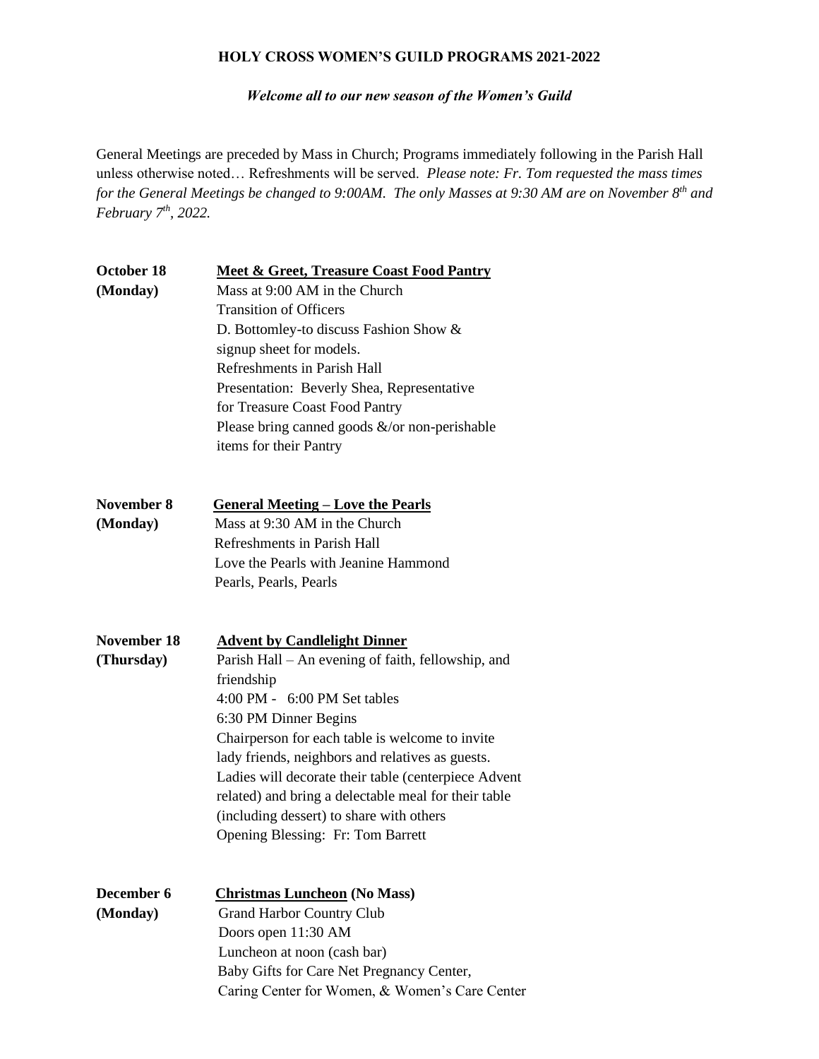# HOLY CROSS WOMEN'S GUILD PROGRAMS 2021-2022

***Welcome all to our new season of the Women's Guild***

General Meetings are preceded by Mass in Church; Programs immediately following in the Parish Hall unless otherwise noted… Refreshments will be served. *Please note: Fr. Tom requested the mass times for the General Meetings be changed to 9:00AM. The only Masses at 9:30 AM are on November 8th and February 7th, 2022.*

**October 18 (Monday)**

**Meet & Greet, Treasure Coast Food Pantry**

Mass at 9:00 AM in the Church
Transition of Officers
D. Bottomley-to discuss Fashion Show & signup sheet for models.
Refreshments in Parish Hall
Presentation: Beverly Shea, Representative for Treasure Coast Food Pantry
Please bring canned goods &/or non-perishable items for their Pantry

**November 8 (Monday)**

**General Meeting – Love the Pearls**

Mass at 9:30 AM in the Church
Refreshments in Parish Hall
Love the Pearls with Jeanine Hammond
Pearls, Pearls, Pearls

**November 18 (Thursday)**

**Advent by Candlelight Dinner**

Parish Hall – An evening of faith, fellowship, and friendship
4:00 PM - 6:00 PM Set tables
6:30 PM Dinner Begins
Chairperson for each table is welcome to invite lady friends, neighbors and relatives as guests.
Ladies will decorate their table (centerpiece Advent related) and bring a delectable meal for their table (including dessert) to share with others
Opening Blessing: Fr: Tom Barrett

**December 6 (Monday)**

**Christmas Luncheon (No Mass)**

Grand Harbor Country Club
Doors open 11:30 AM
Luncheon at noon (cash bar)
Baby Gifts for Care Net Pregnancy Center, Caring Center for Women, & Women's Care Center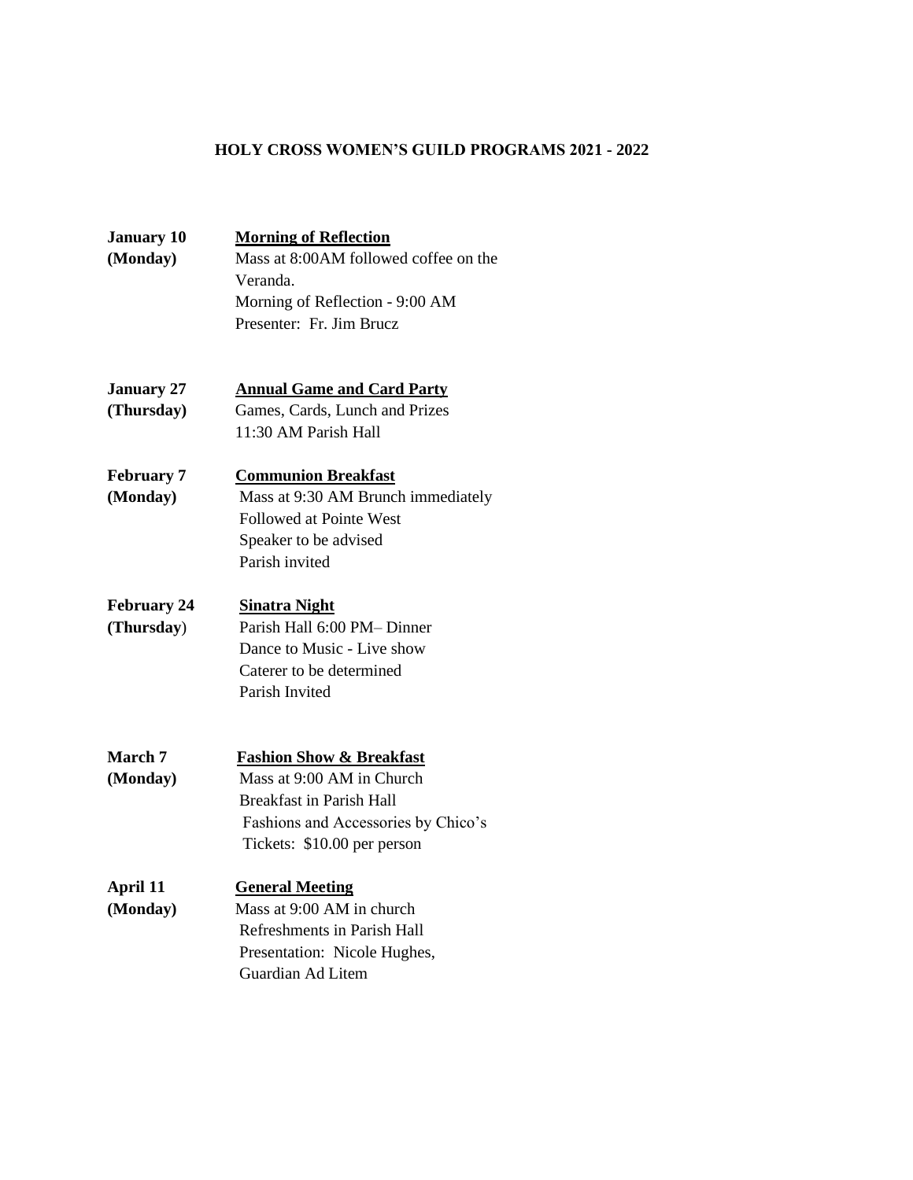## HOLY CROSS WOMEN'S GUILD PROGRAMS 2021 - 2022

**January 10**
**(Monday)**

**Morning of Reflection**
Mass at 8:00AM followed coffee on the Veranda.
Morning of Reflection - 9:00 AM
Presenter: Fr. Jim Brucz

**January 27**
**(Thursday)**

**Annual Game and Card Party**
Games, Cards, Lunch and Prizes
11:30 AM Parish Hall

**February 7**
**(Monday)**

**Communion Breakfast**
Mass at 9:30 AM Brunch immediately
Followed at Pointe West
Speaker to be advised
Parish invited

**February 24**
**(Thursday)**

**Sinatra Night**
Parish Hall 6:00 PM– Dinner
Dance to Music - Live show
Caterer to be determined
Parish Invited

**March 7**
**(Monday)**

**Fashion Show & Breakfast**
Mass at 9:00 AM in Church
Breakfast in Parish Hall
Fashions and Accessories by Chico's
Tickets: $10.00 per person

**April 11**
**(Monday)**

**General Meeting**
Mass at 9:00 AM in church
Refreshments in Parish Hall
Presentation: Nicole Hughes, Guardian Ad Litem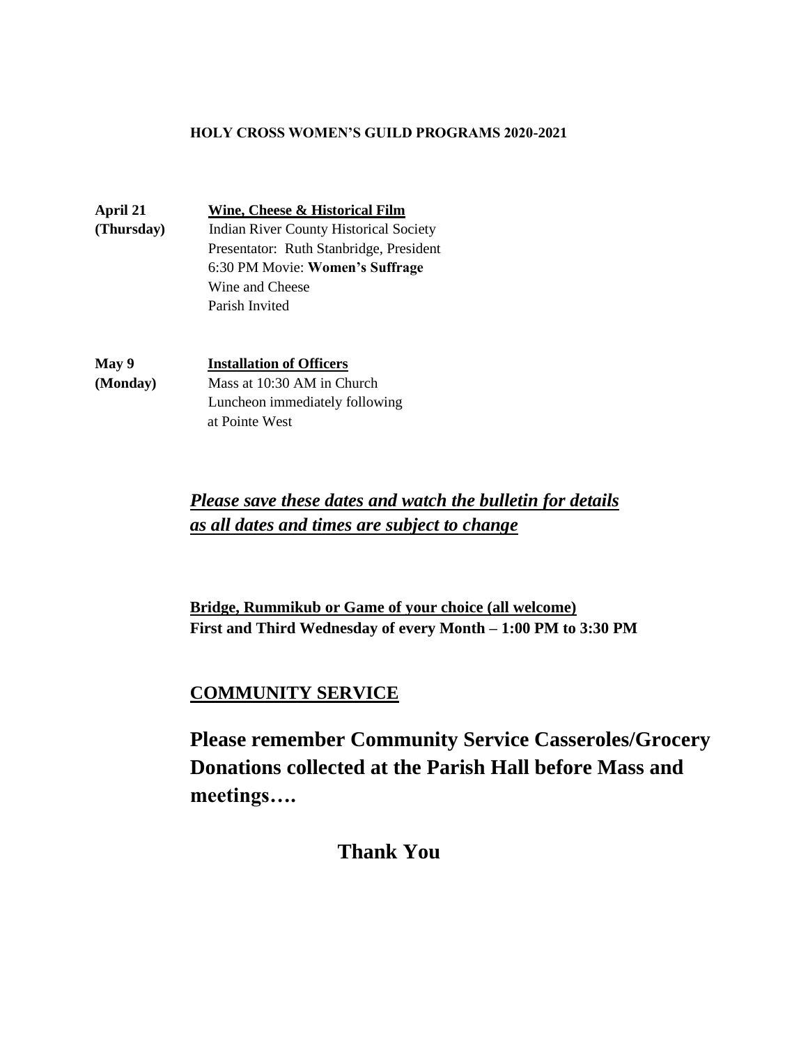**HOLY CROSS WOMEN'S GUILD PROGRAMS 2020-2021**

**April 21**
**(Thursday)**

**Wine, Cheese & Historical Film**
Indian River County Historical Society
Presentator: Ruth Stanbridge, President
6:30 PM Movie: **Women's Suffrage**
Wine and Cheese
Parish Invited

**May 9**
**(Monday)**

**Installation of Officers**
Mass at 10:30 AM in Church
Luncheon immediately following
at Pointe West

***Please save these dates and watch the bulletin for details as all dates and times are subject to change***

**Bridge, Rummikub or Game of your choice (all welcome)**
**First and Third Wednesday of every Month – 1:00 PM to 3:30 PM**

## COMMUNITY SERVICE

**Please remember Community Service Casseroles/Grocery Donations collected at the Parish Hall before Mass and meetings….**

**Thank You**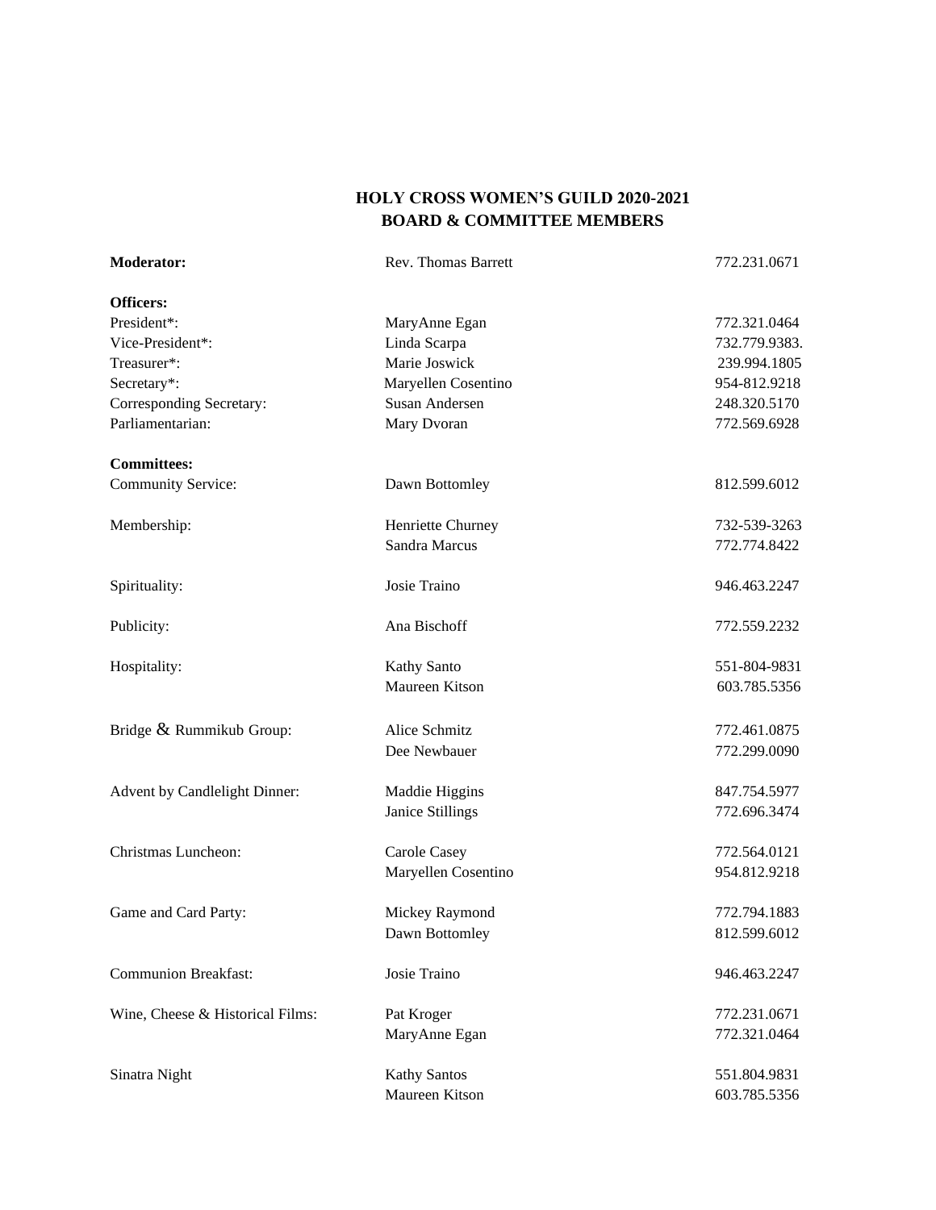# HOLY CROSS WOMEN'S GUILD 2020-2021
## BOARD & COMMITTEE MEMBERS

| | | |
|---|---|---|
| **Moderator:** | Rev. Thomas Barrett | 772.231.0671 |
| **Officers:** | | |
| President*: | MaryAnne Egan | 772.321.0464 |
| Vice-President*: | Linda Scarpa | 732.779.9383. |
| Treasurer*: | Marie Joswick | 239.994.1805 |
| Secretary*: | Maryellen Cosentino | 954-812.9218 |
| Corresponding Secretary: | Susan Andersen | 248.320.5170 |
| Parliamentarian: | Mary Dvoran | 772.569.6928 |
| **Committees:** | | |
| Community Service: | Dawn Bottomley | 812.599.6012 |
| Membership: | Henriette Churney | 732-539-3263 |
| | Sandra Marcus | 772.774.8422 |
| Spirituality: | Josie Traino | 946.463.2247 |
| Publicity: | Ana Bischoff | 772.559.2232 |
| Hospitality: | Kathy Santo | 551-804-9831 |
| | Maureen Kitson | 603.785.5356 |
| Bridge & Rummikub Group: | Alice Schmitz | 772.461.0875 |
| | Dee Newbauer | 772.299.0090 |
| Advent by Candlelight Dinner: | Maddie Higgins | 847.754.5977 |
| | Janice Stillings | 772.696.3474 |
| Christmas Luncheon: | Carole Casey | 772.564.0121 |
| | Maryellen Cosentino | 954.812.9218 |
| Game and Card Party: | Mickey Raymond | 772.794.1883 |
| | Dawn Bottomley | 812.599.6012 |
| Communion Breakfast: | Josie Traino | 946.463.2247 |
| Wine, Cheese & Historical Films: | Pat Kroger | 772.231.0671 |
| | MaryAnne Egan | 772.321.0464 |
| Sinatra Night | Kathy Santos | 551.804.9831 |
| | Maureen Kitson | 603.785.5356 |